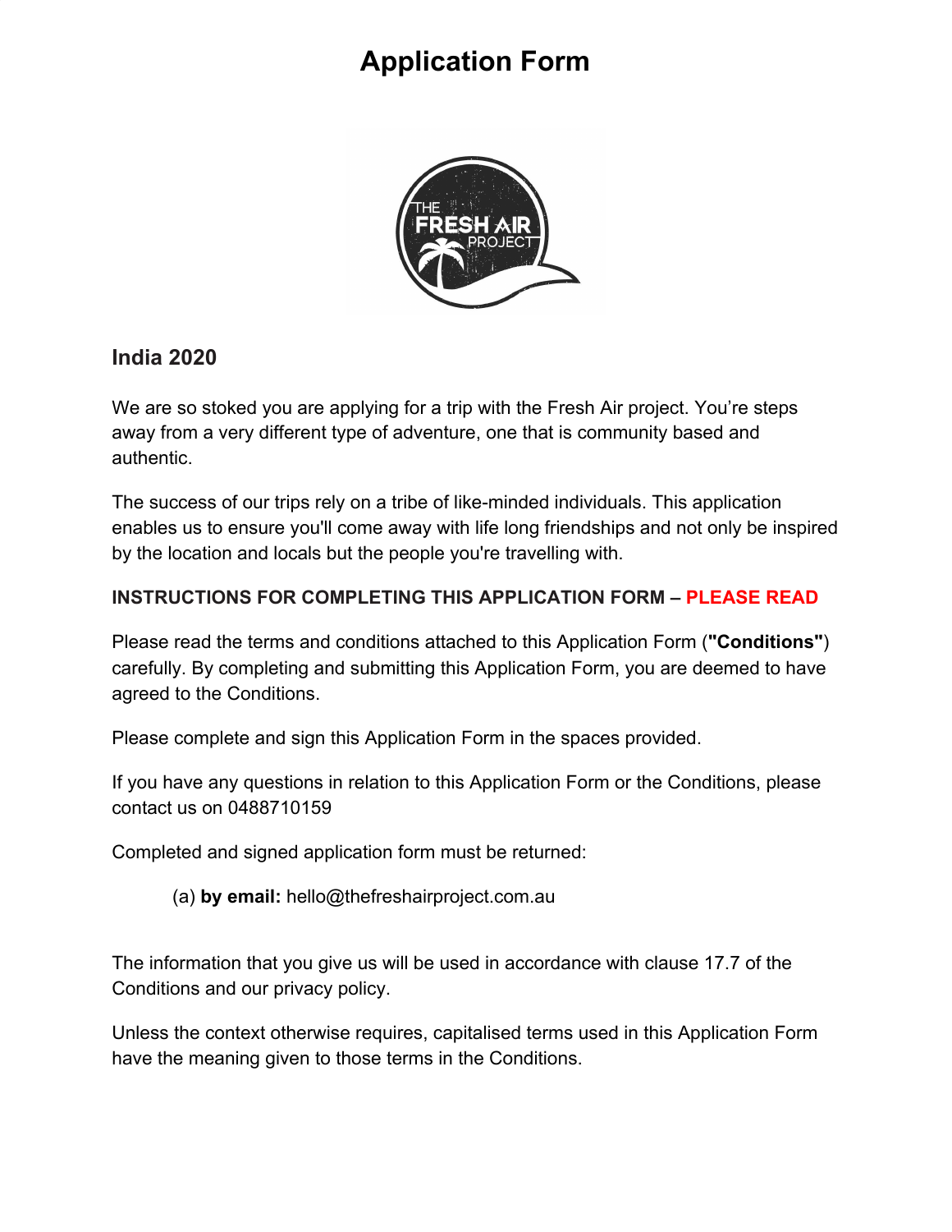# Application Form

## India 2020

We are so stoked you are applying for a trip with the Fresh Air project. You're steps away from a very different type of adventure, one that is community based and authentic.

The success of our trips rely on a tribe of like-minded individuals. This application enables us to ensure you'll come away with life long friendships and not only be inspired by the location and locals but the people you're travelling with.

**INSTRUCTIONS FOR COMPLETING THIS APPLICATION FORM – PLEASE READ**

Please read the terms and conditions attached to this Application Form (**"Conditions"**) carefully. By completing and submitting this Application Form, you are deemed to have agreed to the Conditions.

Please complete and sign this Application Form in the spaces provided.

If you have any questions in relation to this Application Form or the Conditions, please contact us on 0488710159

Completed and signed application form must be returned:

(a) **by email:** hello@thefreshairproject.com.au

The information that you give us will be used in accordance with clause 17.7 of the Conditions and our privacy policy.

Unless the context otherwise requires, capitalised terms used in this Application Form have the meaning given to those terms in the Conditions.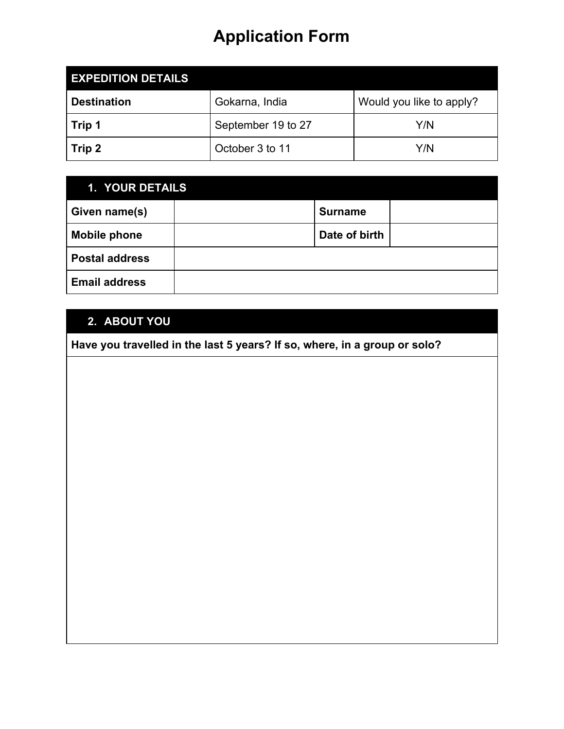# Application Form

| EXPEDITION DETAILS | | |
|---|---|---|
| **Destination** | Gokarna, India | Would you like to apply? |
| **Trip 1** | September 19 to 27 | Y/N |
| **Trip 2** | October 3 to 11 | Y/N |

| 1. YOUR DETAILS | | | |
|---|---|---|---|
| **Given name(s)** | | **Surname** | |
| **Mobile phone** | | **Date of birth** | |
| **Postal address** | | | |
| **Email address** | | | |

| 2. ABOUT YOU |
|---|
| **Have you travelled in the last 5 years? If so, where, in a group or solo?** |
| |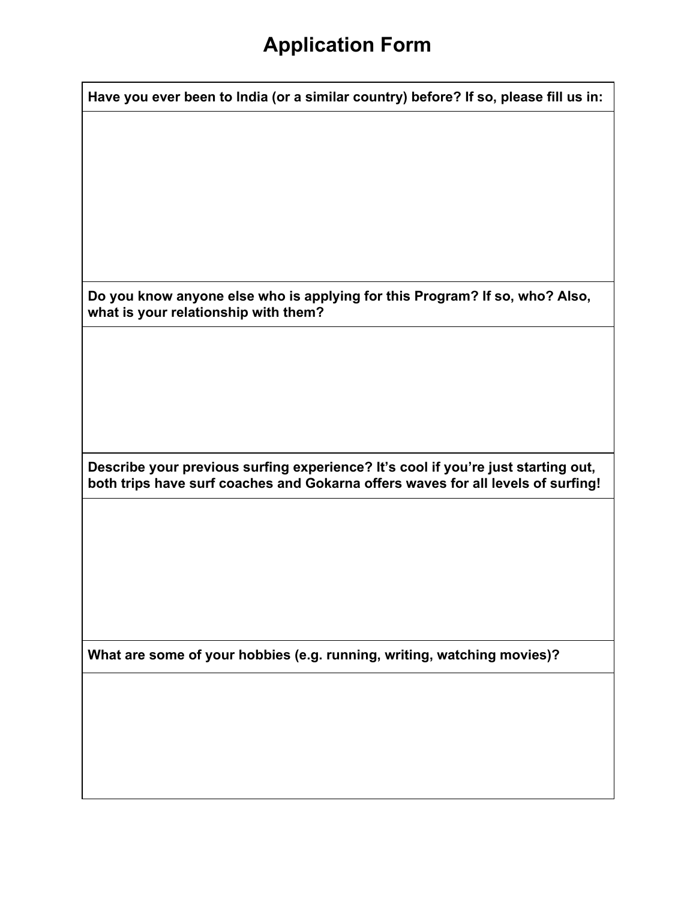# Application Form

**Have you ever been to India (or a similar country) before? If so, please fill us in:**

**Do you know anyone else who is applying for this Program? If so, who? Also, what is your relationship with them?**

**Describe your previous surfing experience? It's cool if you're just starting out, both trips have surf coaches and Gokarna offers waves for all levels of surfing!**

**What are some of your hobbies (e.g. running, writing, watching movies)?**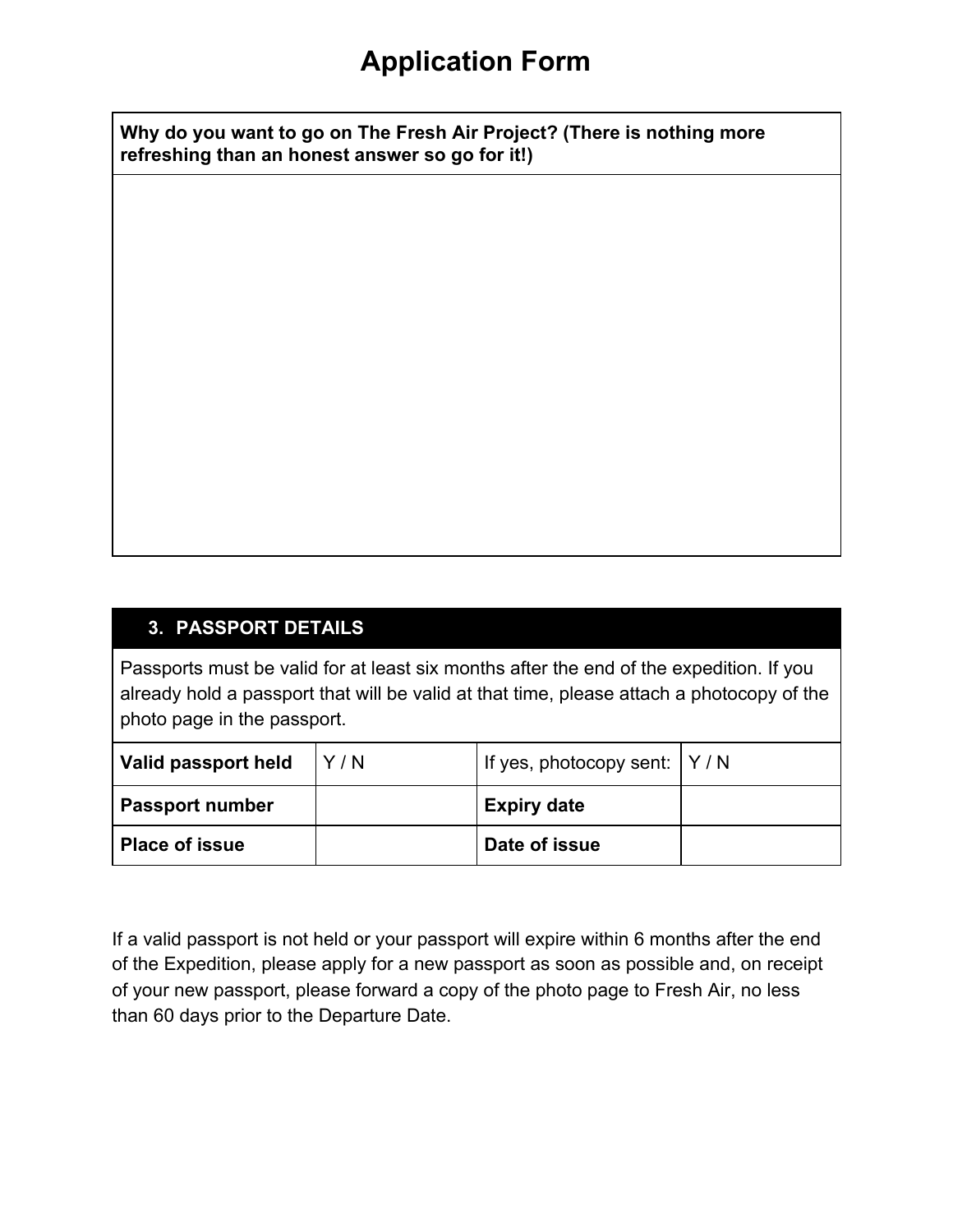# Application Form

| **Why do you want to go on The Fresh Air Project? (There is nothing more refreshing than an honest answer so go for it!)** |
| --- |
| |

## 3. PASSPORT DETAILS

Passports must be valid for at least six months after the end of the expedition. If you already hold a passport that will be valid at that time, please attach a photocopy of the photo page in the passport.

| **Valid passport held** | Y / N | If yes, photocopy sent: | Y / N |
| --- | --- | --- | --- |
| **Passport number** | | **Expiry date** | |
| **Place of issue** | | **Date of issue** | |

If a valid passport is not held or your passport will expire within 6 months after the end of the Expedition, please apply for a new passport as soon as possible and, on receipt of your new passport, please forward a copy of the photo page to Fresh Air, no less than 60 days prior to the Departure Date.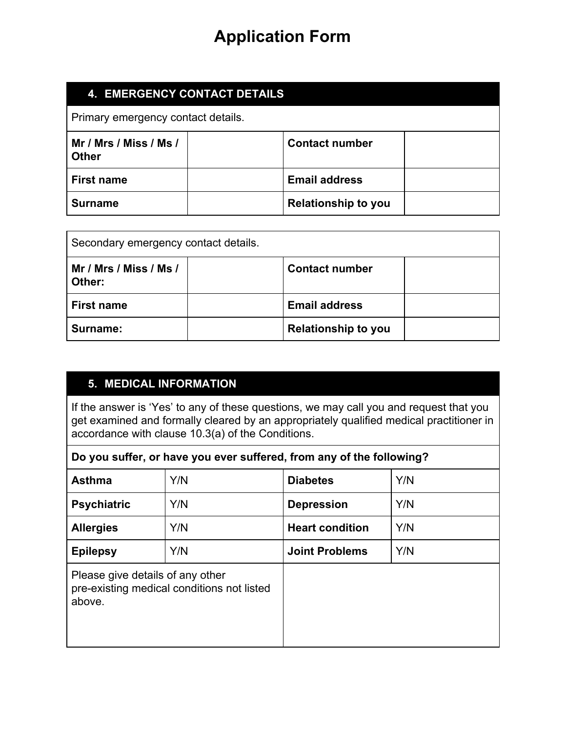# Application Form

## 4. EMERGENCY CONTACT DETAILS

Primary emergency contact details.

| | | | |
|---|---|---|---|
| **Mr / Mrs / Miss / Ms / Other** | | **Contact number** | |
| **First name** | | **Email address** | |
| **Surname** | | **Relationship to you** | |

Secondary emergency contact details.

| | | | |
|---|---|---|---|
| **Mr / Mrs / Miss / Ms / Other:** | | **Contact number** | |
| **First name** | | **Email address** | |
| **Surname:** | | **Relationship to you** | |

## 5. MEDICAL INFORMATION

If the answer is 'Yes' to any of these questions, we may call you and request that you get examined and formally cleared by an appropriately qualified medical practitioner in accordance with clause 10.3(a) of the Conditions.

**Do you suffer, or have you ever suffered, from any of the following?**

| | | | |
|---|---|---|---|
| **Asthma** | Y/N | **Diabetes** | Y/N |
| **Psychiatric** | Y/N | **Depression** | Y/N |
| **Allergies** | Y/N | **Heart condition** | Y/N |
| **Epilepsy** | Y/N | **Joint Problems** | Y/N |

| | |
|---|---|
| Please give details of any other pre-existing medical conditions not listed above. | |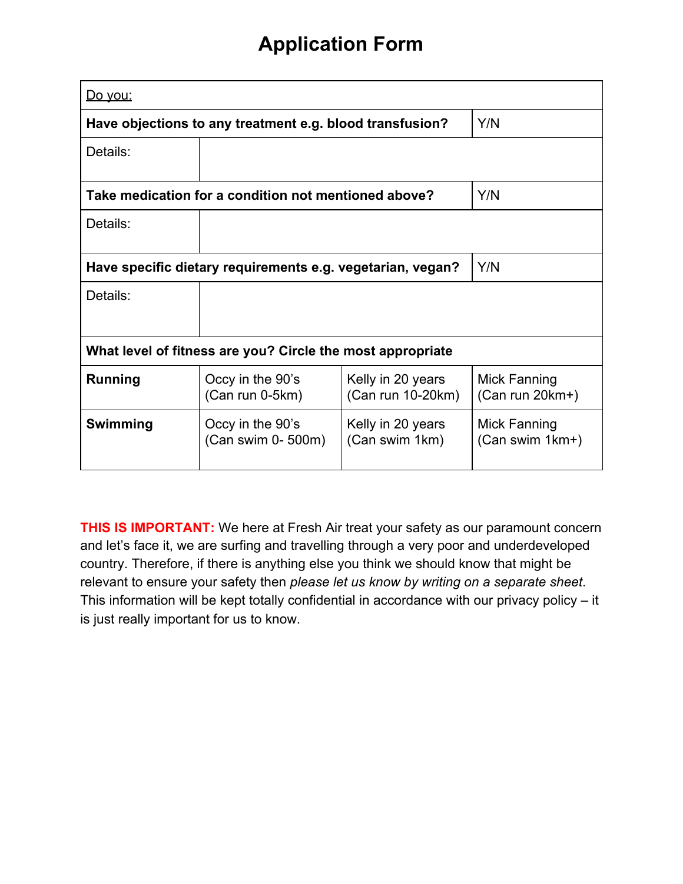# Application Form

| Do you: | | | |
|---|---|---|---|
| **Have objections to any treatment e.g. blood transfusion?** | | | Y/N |
| Details: | | | |
| **Take medication for a condition not mentioned above?** | | | Y/N |
| Details: | | | |
| **Have specific dietary requirements e.g. vegetarian, vegan?** | | | Y/N |
| Details: | | | |
| **What level of fitness are you? Circle the most appropriate** | | | |
| **Running** | Occy in the 90's (Can run 0-5km) | Kelly in 20 years (Can run 10-20km) | Mick Fanning (Can run 20km+) |
| **Swimming** | Occy in the 90's (Can swim 0- 500m) | Kelly in 20 years (Can swim 1km) | Mick Fanning (Can swim 1km+) |

**THIS IS IMPORTANT:** We here at Fresh Air treat your safety as our paramount concern and let's face it, we are surfing and travelling through a very poor and underdeveloped country. Therefore, if there is anything else you think we should know that might be relevant to ensure your safety then *please let us know by writing on a separate sheet*. This information will be kept totally confidential in accordance with our privacy policy – it is just really important for us to know.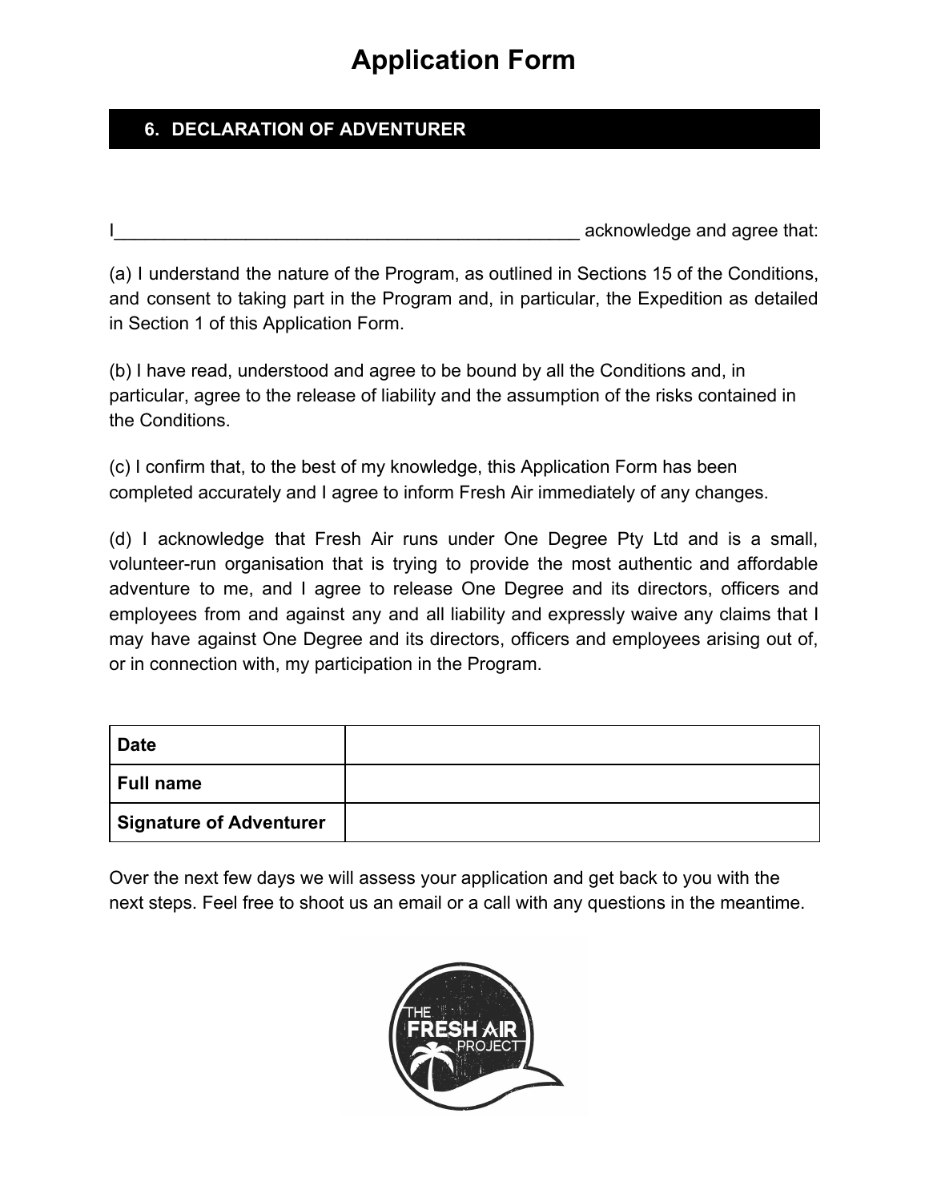# Application Form

## 6. DECLARATION OF ADVENTURER

I_________________________________________________ acknowledge and agree that:

(a) I understand the nature of the Program, as outlined in Sections 15 of the Conditions, and consent to taking part in the Program and, in particular, the Expedition as detailed in Section 1 of this Application Form.

(b) I have read, understood and agree to be bound by all the Conditions and, in particular, agree to the release of liability and the assumption of the risks contained in the Conditions.

(c) I confirm that, to the best of my knowledge, this Application Form has been completed accurately and I agree to inform Fresh Air immediately of any changes.

(d) I acknowledge that Fresh Air runs under One Degree Pty Ltd and is a small, volunteer-run organisation that is trying to provide the most authentic and affordable adventure to me, and I agree to release One Degree and its directors, officers and employees from and against any and all liability and expressly waive any claims that I may have against One Degree and its directors, officers and employees arising out of, or in connection with, my participation in the Program.

| | |
|---|---|
| **Date** | |
| **Full name** | |
| **Signature of Adventurer** | |

Over the next few days we will assess your application and get back to you with the next steps. Feel free to shoot us an email or a call with any questions in the meantime.

THE FRESH AIR PROJECT